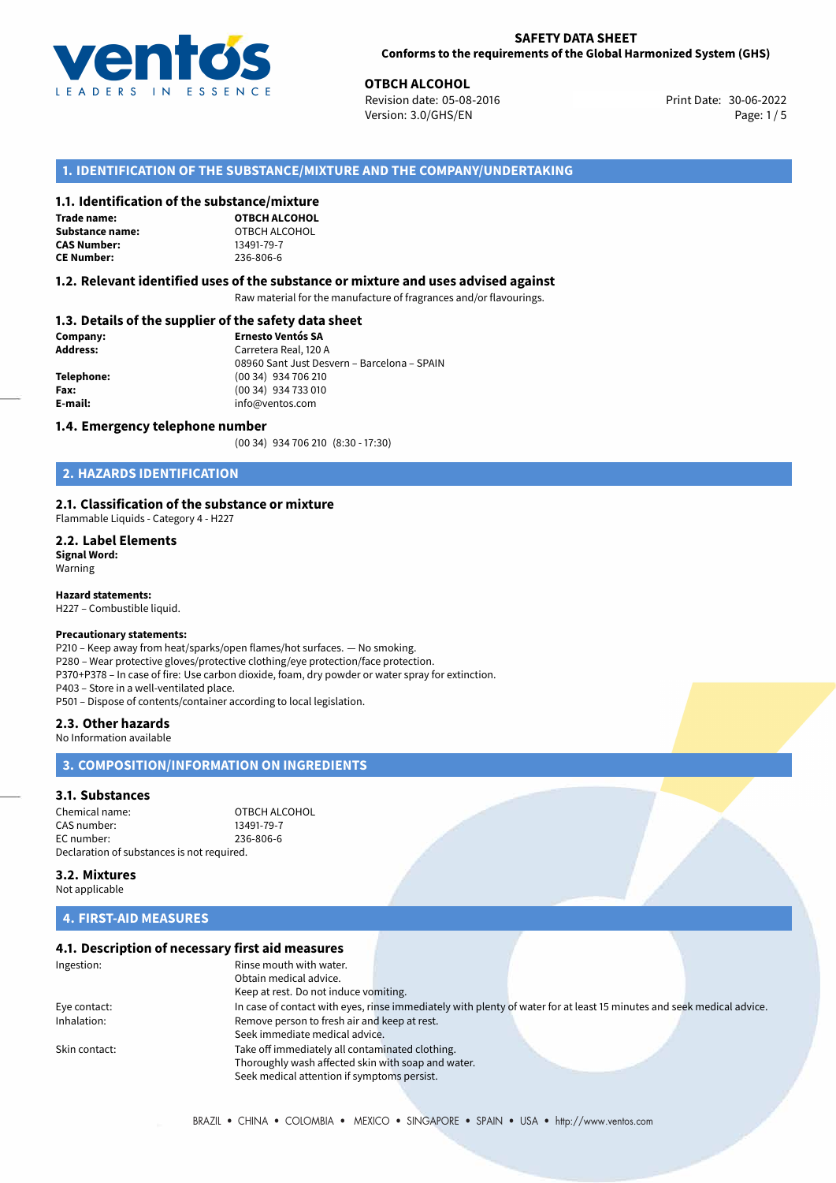**SAFETY DATA SHEET**
**Conforms to the requirements of the Global Harmonized System (GHS)**

**OTBCH ALCOHOL**
Revision date: 05-08-2016
Version: 3.0/GHS/EN
Print Date: 30-06-2022

## 1. IDENTIFICATION OF THE SUBSTANCE/MIXTURE AND THE COMPANY/UNDERTAKING

### 1.1. Identification of the substance/mixture

**Trade name:** **OTBCH ALCOHOL**
**Substance name:** OTBCH ALCOHOL
**CAS Number:** 13491-79-7
**CE Number:** 236-806-6

### 1.2. Relevant identified uses of the substance or mixture and uses advised against

Raw material for the manufacture of fragrances and/or flavourings.

### 1.3. Details of the supplier of the safety data sheet

**Company:** **Ernesto Ventós SA**
**Address:** Carretera Real, 120 A
08960 Sant Just Desvern – Barcelona – SPAIN
**Telephone:** (00 34) 934 706 210
**Fax:** (00 34) 934 733 010
**E-mail:** info@ventos.com

### 1.4. Emergency telephone number

(00 34) 934 706 210 (8:30 - 17:30)

## 2. HAZARDS IDENTIFICATION

### 2.1. Classification of the substance or mixture

Flammable Liquids - Category 4 - H227

### 2.2. Label Elements

**Signal Word:**
Warning

**Hazard statements:**
H227 – Combustible liquid.

**Precautionary statements:**
P210 – Keep away from heat/sparks/open flames/hot surfaces. — No smoking.
P280 – Wear protective gloves/protective clothing/eye protection/face protection.
P370+P378 – In case of fire: Use carbon dioxide, foam, dry powder or water spray for extinction.
P403 – Store in a well-ventilated place.
P501 – Dispose of contents/container according to local legislation.

### 2.3. Other hazards

No Information available

## 3. COMPOSITION/INFORMATION ON INGREDIENTS

### 3.1. Substances

Chemical name: OTBCH ALCOHOL
CAS number: 13491-79-7
EC number: 236-806-6
Declaration of substances is not required.

### 3.2. Mixtures

Not applicable

## 4. FIRST-AID MEASURES

### 4.1. Description of necessary first aid measures

Ingestion: Rinse mouth with water.
Obtain medical advice.
Keep at rest. Do not induce vomiting.

Eye contact: In case of contact with eyes, rinse immediately with plenty of water for at least 15 minutes and seek medical advice.

Inhalation: Remove person to fresh air and keep at rest.
Seek immediate medical advice.

Skin contact: Take off immediately all contaminated clothing.
Thoroughly wash affected skin with soap and water.
Seek medical attention if symptoms persist.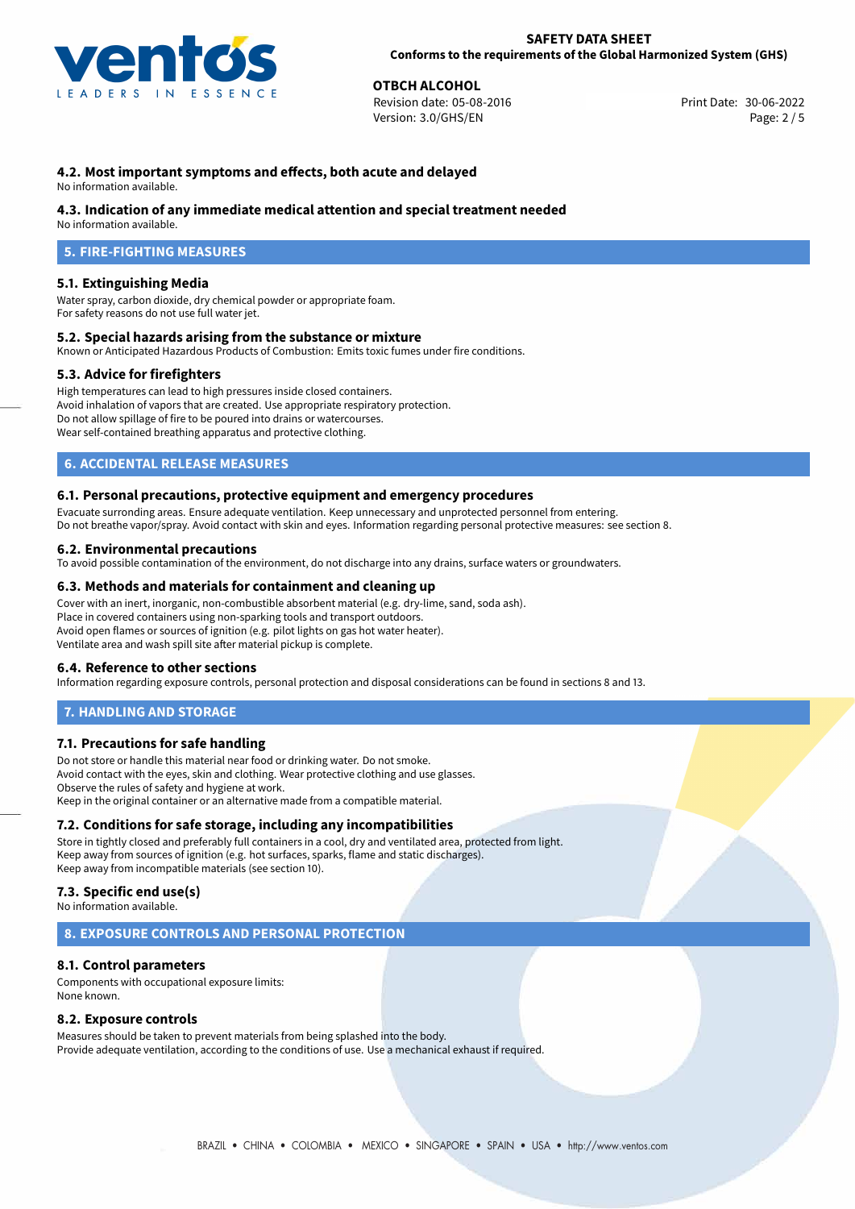### 4.2. Most important symptoms and effects, both acute and delayed

No information available.

### 4.3. Indication of any immediate medical attention and special treatment needed

No information available.

## 5. FIRE-FIGHTING MEASURES

### 5.1. Extinguishing Media

Water spray, carbon dioxide, dry chemical powder or appropriate foam.
For safety reasons do not use full water jet.

### 5.2. Special hazards arising from the substance or mixture

Known or Anticipated Hazardous Products of Combustion: Emits toxic fumes under fire conditions.

### 5.3. Advice for firefighters

High temperatures can lead to high pressures inside closed containers.
Avoid inhalation of vapors that are created. Use appropriate respiratory protection.
Do not allow spillage of fire to be poured into drains or watercourses.
Wear self-contained breathing apparatus and protective clothing.

## 6. ACCIDENTAL RELEASE MEASURES

### 6.1. Personal precautions, protective equipment and emergency procedures

Evacuate surronding areas. Ensure adequate ventilation. Keep unnecessary and unprotected personnel from entering.
Do not breathe vapor/spray. Avoid contact with skin and eyes. Information regarding personal protective measures: see section 8.

### 6.2. Environmental precautions

To avoid possible contamination of the environment, do not discharge into any drains, surface waters or groundwaters.

### 6.3. Methods and materials for containment and cleaning up

Cover with an inert, inorganic, non-combustible absorbent material (e.g. dry-lime, sand, soda ash).
Place in covered containers using non-sparking tools and transport outdoors.
Avoid open flames or sources of ignition (e.g. pilot lights on gas hot water heater).
Ventilate area and wash spill site after material pickup is complete.

### 6.4. Reference to other sections

Information regarding exposure controls, personal protection and disposal considerations can be found in sections 8 and 13.

## 7. HANDLING AND STORAGE

### 7.1. Precautions for safe handling

Do not store or handle this material near food or drinking water. Do not smoke.
Avoid contact with the eyes, skin and clothing. Wear protective clothing and use glasses.
Observe the rules of safety and hygiene at work.
Keep in the original container or an alternative made from a compatible material.

### 7.2. Conditions for safe storage, including any incompatibilities

Store in tightly closed and preferably full containers in a cool, dry and ventilated area, protected from light.
Keep away from sources of ignition (e.g. hot surfaces, sparks, flame and static discharges).
Keep away from incompatible materials (see section 10).

### 7.3. Specific end use(s)

No information available.

## 8. EXPOSURE CONTROLS AND PERSONAL PROTECTION

### 8.1. Control parameters

Components with occupational exposure limits:
None known.

### 8.2. Exposure controls

Measures should be taken to prevent materials from being splashed into the body.
Provide adequate ventilation, according to the conditions of use. Use a mechanical exhaust if required.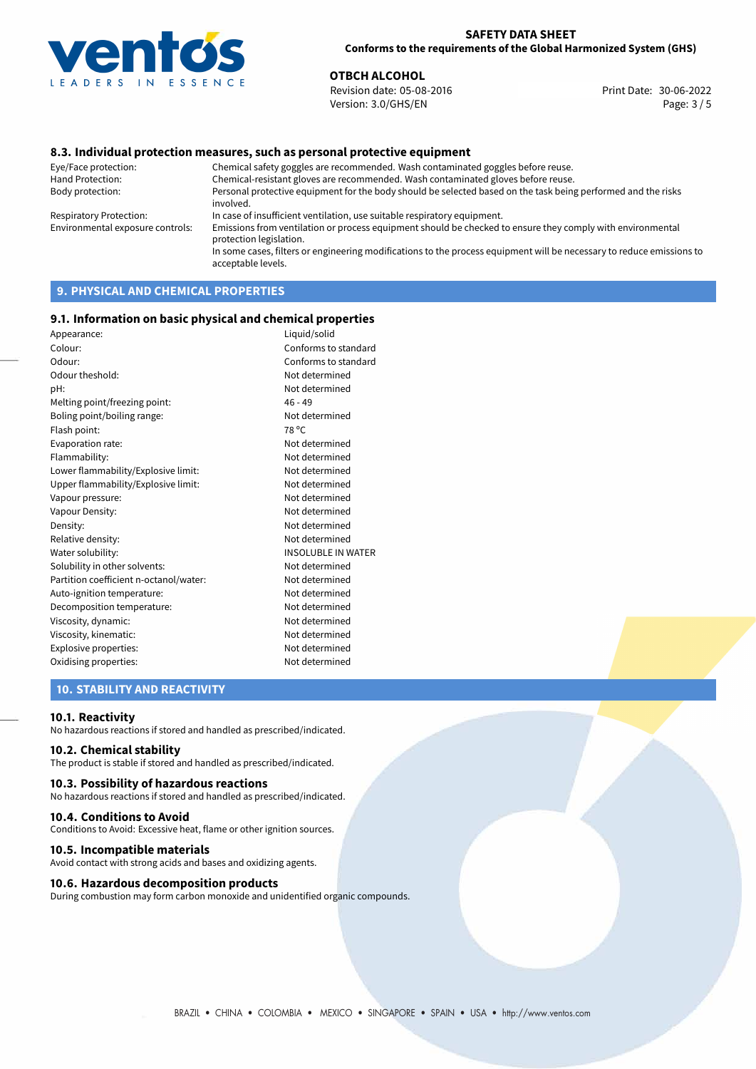### 8.3. Individual protection measures, such as personal protective equipment

| | |
|---|---|
| Eye/Face protection: | Chemical safety goggles are recommended. Wash contaminated goggles before reuse. |
| Hand Protection: | Chemical-resistant gloves are recommended. Wash contaminated gloves before reuse. |
| Body protection: | Personal protective equipment for the body should be selected based on the task being performed and the risks involved. |
| Respiratory Protection: | In case of insufficient ventilation, use suitable respiratory equipment. |
| Environmental exposure controls: | Emissions from ventilation or process equipment should be checked to ensure they comply with environmental protection legislation. In some cases, filters or engineering modifications to the process equipment will be necessary to reduce emissions to acceptable levels. |

## 9. PHYSICAL AND CHEMICAL PROPERTIES

### 9.1. Information on basic physical and chemical properties

| | |
|---|---|
| Appearance: | Liquid/solid |
| Colour: | Conforms to standard |
| Odour: | Conforms to standard |
| Odour theshold: | Not determined |
| pH: | Not determined |
| Melting point/freezing point: | 46 - 49 |
| Boling point/boiling range: | Not determined |
| Flash point: | 78 °C |
| Evaporation rate: | Not determined |
| Flammability: | Not determined |
| Lower flammability/Explosive limit: | Not determined |
| Upper flammability/Explosive limit: | Not determined |
| Vapour pressure: | Not determined |
| Vapour Density: | Not determined |
| Density: | Not determined |
| Relative density: | Not determined |
| Water solubility: | INSOLUBLE IN WATER |
| Solubility in other solvents: | Not determined |
| Partition coefficient n-octanol/water: | Not determined |
| Auto-ignition temperature: | Not determined |
| Decomposition temperature: | Not determined |
| Viscosity, dynamic: | Not determined |
| Viscosity, kinematic: | Not determined |
| Explosive properties: | Not determined |
| Oxidising properties: | Not determined |

## 10. STABILITY AND REACTIVITY

### 10.1. Reactivity

No hazardous reactions if stored and handled as prescribed/indicated.

### 10.2. Chemical stability

The product is stable if stored and handled as prescribed/indicated.

### 10.3. Possibility of hazardous reactions

No hazardous reactions if stored and handled as prescribed/indicated.

### 10.4. Conditions to Avoid

Conditions to Avoid: Excessive heat, flame or other ignition sources.

### 10.5. Incompatible materials

Avoid contact with strong acids and bases and oxidizing agents.

### 10.6. Hazardous decomposition products

During combustion may form carbon monoxide and unidentified organic compounds.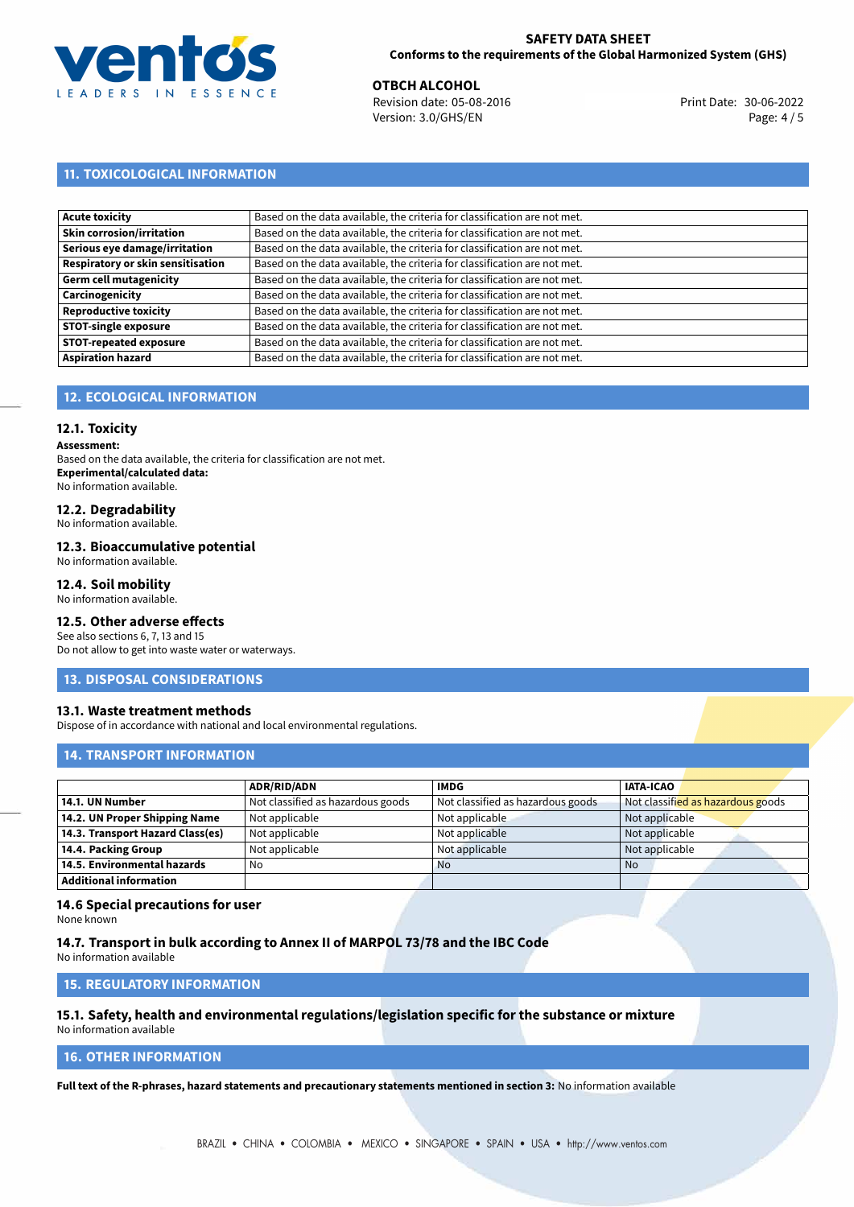## 11. TOXICOLOGICAL INFORMATION

| | |
|---|---|
| **Acute toxicity** | Based on the data available, the criteria for classification are not met. |
| **Skin corrosion/irritation** | Based on the data available, the criteria for classification are not met. |
| **Serious eye damage/irritation** | Based on the data available, the criteria for classification are not met. |
| **Respiratory or skin sensitisation** | Based on the data available, the criteria for classification are not met. |
| **Germ cell mutagenicity** | Based on the data available, the criteria for classification are not met. |
| **Carcinogenicity** | Based on the data available, the criteria for classification are not met. |
| **Reproductive toxicity** | Based on the data available, the criteria for classification are not met. |
| **STOT-single exposure** | Based on the data available, the criteria for classification are not met. |
| **STOT-repeated exposure** | Based on the data available, the criteria for classification are not met. |
| **Aspiration hazard** | Based on the data available, the criteria for classification are not met. |

## 12. ECOLOGICAL INFORMATION

### 12.1. Toxicity

**Assessment:**
Based on the data available, the criteria for classification are not met.
**Experimental/calculated data:**
No information available.

### 12.2. Degradability

No information available.

### 12.3. Bioaccumulative potential

No information available.

### 12.4. Soil mobility

No information available.

### 12.5. Other adverse effects

See also sections 6, 7, 13 and 15
Do not allow to get into waste water or waterways.

## 13. DISPOSAL CONSIDERATIONS

### 13.1. Waste treatment methods

Dispose of in accordance with national and local environmental regulations.

## 14. TRANSPORT INFORMATION

| | ADR/RID/ADN | IMDG | IATA-ICAO |
|---|---|---|---|
| **14.1. UN Number** | Not classified as hazardous goods | Not classified as hazardous goods | Not classified as hazardous goods |
| **14.2. UN Proper Shipping Name** | Not applicable | Not applicable | Not applicable |
| **14.3. Transport Hazard Class(es)** | Not applicable | Not applicable | Not applicable |
| **14.4. Packing Group** | Not applicable | Not applicable | Not applicable |
| **14.5. Environmental hazards** | No | No | No |
| **Additional information** | | | |

### 14.6 Special precautions for user

None known

### 14.7. Transport in bulk according to Annex II of MARPOL 73/78 and the IBC Code

No information available

## 15. REGULATORY INFORMATION

### 15.1. Safety, health and environmental regulations/legislation specific for the substance or mixture

No information available

## 16. OTHER INFORMATION

**Full text of the R-phrases, hazard statements and precautionary statements mentioned in section 3:** No information available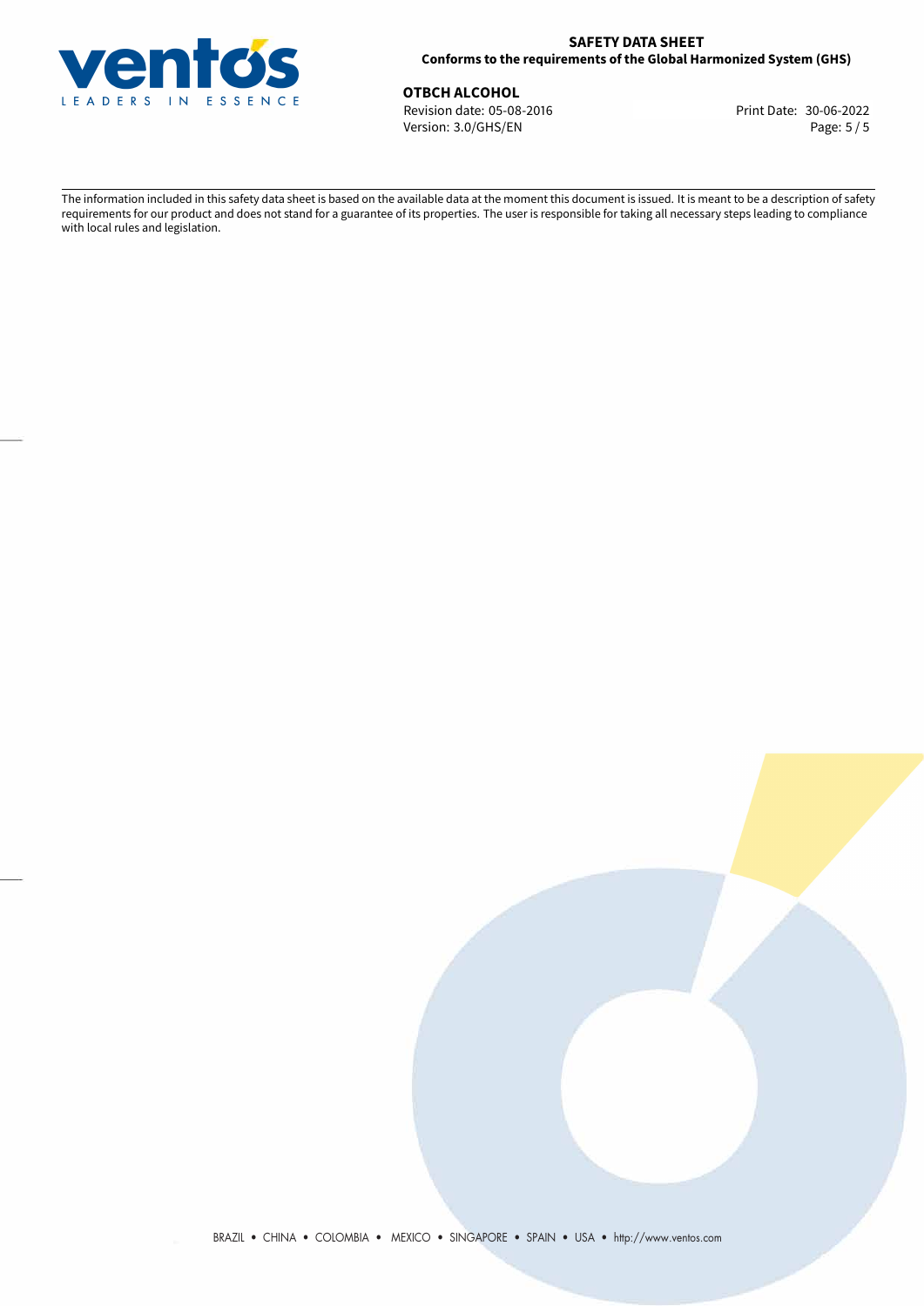The information included in this safety data sheet is based on the available data at the moment this document is issued. It is meant to be a description of safety requirements for our product and does not stand for a guarantee of its properties. The user is responsible for taking all necessary steps leading to compliance with local rules and legislation.